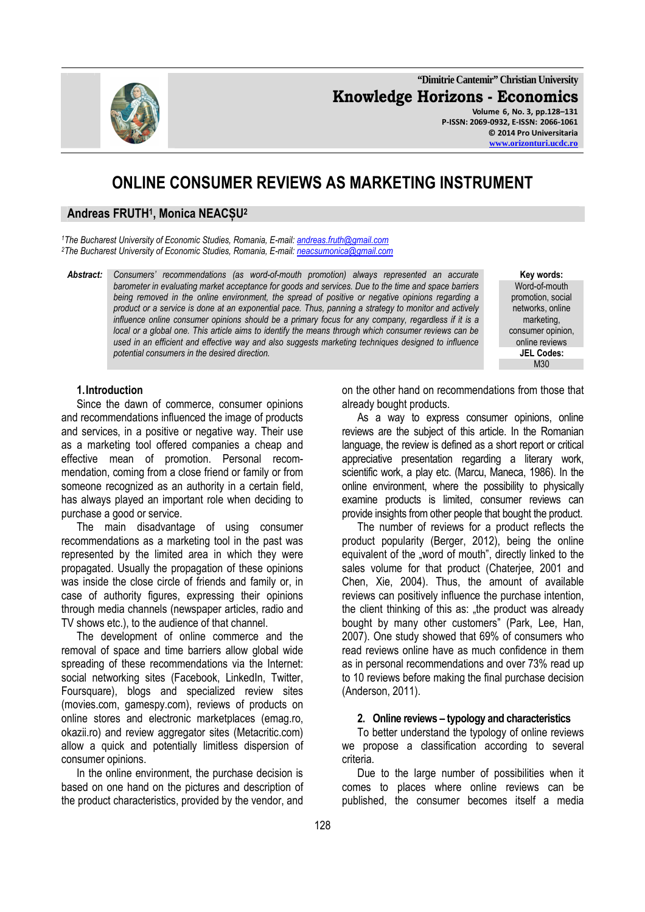# ONLINE CONSUMER REVIEWS AS MARKETING INSTRUMENT

**Andreas FRUTH[1], Monica NEACȘU[2]**

*[1]The Bucharest University of Economic Studies, Romania, E-mail: andreas.fruth@gmail.com*
*[2]The Bucharest University of Economic Studies, Romania, E-mail: neacsumonica@gmail.com*

**Abstract:** *Consumers' recommendations (as word-of-mouth promotion) always represented an accurate barometer in evaluating market acceptance for goods and services. Due to the time and space barriers being removed in the online environment, the spread of positive or negative opinions regarding a product or a service is done at an exponential pace. Thus, panning a strategy to monitor and actively influence online consumer opinions should be a primary focus for any company, regardless if it is a local or a global one. This article aims to identify the means through which consumer reviews can be used in an efficient and effective way and also suggests marketing techniques designed to influence potential consumers in the desired direction.*

**Key words:** Word-of-mouth promotion, social networks, online marketing, consumer opinion, online reviews

**JEL Codes:** M30

## 1. Introduction

Since the dawn of commerce, consumer opinions and recommendations influenced the image of products and services, in a positive or negative way. Their use as a marketing tool offered companies a cheap and effective mean of promotion. Personal recommendation, coming from a close friend or family or from someone recognized as an authority in a certain field, has always played an important role when deciding to purchase a good or service.

The main disadvantage of using consumer recommendations as a marketing tool in the past was represented by the limited area in which they were propagated. Usually the propagation of these opinions was inside the close circle of friends and family or, in case of authority figures, expressing their opinions through media channels (newspaper articles, radio and TV shows etc.), to the audience of that channel.

The development of online commerce and the removal of space and time barriers allow global wide spreading of these recommendations via the Internet: social networking sites (Facebook, LinkedIn, Twitter, Foursquare), blogs and specialized review sites (movies.com, gamespy.com), reviews of products on online stores and electronic marketplaces (emag.ro, okazii.ro) and review aggregator sites (Metacritic.com) allow a quick and potentially limitless dispersion of consumer opinions.

In the online environment, the purchase decision is based on one hand on the pictures and description of the product characteristics, provided by the vendor, and on the other hand on recommendations from those that already bought products.

As a way to express consumer opinions, online reviews are the subject of this article. In the Romanian language, the review is defined as a short report or critical appreciative presentation regarding a literary work, scientific work, a play etc. (Marcu, Maneca, 1986). In the online environment, where the possibility to physically examine products is limited, consumer reviews can provide insights from other people that bought the product.

The number of reviews for a product reflects the product popularity (Berger, 2012), being the online equivalent of the „word of mouth", directly linked to the sales volume for that product (Chaterjee, 2001 and Chen, Xie, 2004). Thus, the amount of available reviews can positively influence the purchase intention, the client thinking of this as: „the product was already bought by many other customers" (Park, Lee, Han, 2007). One study showed that 69% of consumers who read reviews online have as much confidence in them as in personal recommendations and over 73% read up to 10 reviews before making the final purchase decision (Anderson, 2011).

## 2. Online reviews – typology and characteristics

To better understand the typology of online reviews we propose a classification according to several criteria.

Due to the large number of possibilities when it comes to places where online reviews can be published, the consumer becomes itself a media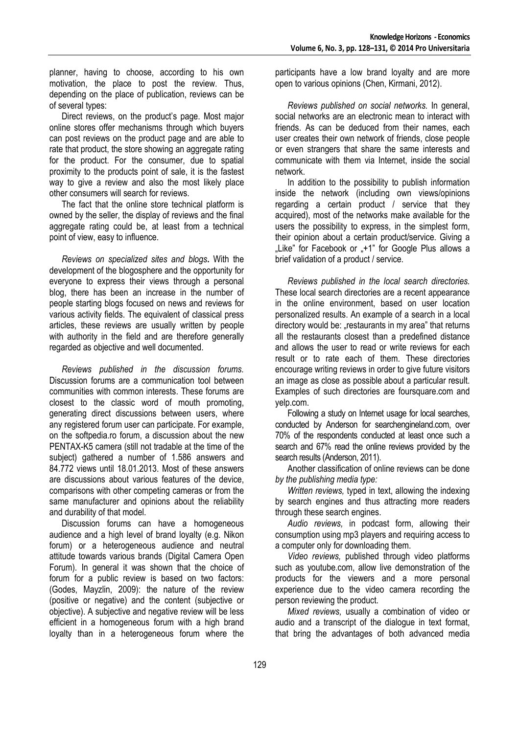planner, having to choose, according to his own motivation, the place to post the review. Thus, depending on the place of publication, reviews can be of several types:

Direct reviews, on the product's page. Most major online stores offer mechanisms through which buyers can post reviews on the product page and are able to rate that product, the store showing an aggregate rating for the product. For the consumer, due to spatial proximity to the products point of sale, it is the fastest way to give a review and also the most likely place other consumers will search for reviews.

The fact that the online store technical platform is owned by the seller, the display of reviews and the final aggregate rating could be, at least from a technical point of view, easy to influence.

*Reviews on specialized sites and blogs***.** With the development of the blogosphere and the opportunity for everyone to express their views through a personal blog, there has been an increase in the number of people starting blogs focused on news and reviews for various activity fields. The equivalent of classical press articles, these reviews are usually written by people with authority in the field and are therefore generally regarded as objective and well documented.

*Reviews published in the discussion forums.* Discussion forums are a communication tool between communities with common interests. These forums are closest to the classic word of mouth promoting, generating direct discussions between users, where any registered forum user can participate. For example, on the softpedia.ro forum, a discussion about the new PENTAX-K5 camera (still not tradable at the time of the subject) gathered a number of 1.586 answers and 84.772 views until 18.01.2013. Most of these answers are discussions about various features of the device, comparisons with other competing cameras or from the same manufacturer and opinions about the reliability and durability of that model.

Discussion forums can have a homogeneous audience and a high level of brand loyalty (e.g. Nikon forum) or a heterogeneous audience and neutral attitude towards various brands (Digital Camera Open Forum). In general it was shown that the choice of forum for a public review is based on two factors: (Godes, Mayzlin, 2009): the nature of the review (positive or negative) and the content (subjective or objective). A subjective and negative review will be less efficient in a homogeneous forum with a high brand loyalty than in a heterogeneous forum where the participants have a low brand loyalty and are more open to various opinions (Chen, Kirmani, 2012).

*Reviews published on social networks.* In general, social networks are an electronic mean to interact with friends. As can be deduced from their names, each user creates their own network of friends, close people or even strangers that share the same interests and communicate with them via Internet, inside the social network.

In addition to the possibility to publish information inside the network (including own views/opinions regarding a certain product / service that they acquired), most of the networks make available for the users the possibility to express, in the simplest form, their opinion about a certain product/service. Giving a „Like" for Facebook or „+1" for Google Plus allows a brief validation of a product / service.

*Reviews published in the local search directories.* These local search directories are a recent appearance in the online environment, based on user location personalized results. An example of a search in a local directory would be: „restaurants in my area" that returns all the restaurants closest than a predefined distance and allows the user to read or write reviews for each result or to rate each of them. These directories encourage writing reviews in order to give future visitors an image as close as possible about a particular result. Examples of such directories are foursquare.com and yelp.com.

Following a study on Internet usage for local searches, conducted by Anderson for searchengineland.com, over 70% of the respondents conducted at least once such a search and 67% read the online reviews provided by the search results (Anderson, 2011).

Another classification of online reviews can be done *by the publishing media type:*

*Written reviews,* typed in text, allowing the indexing by search engines and thus attracting more readers through these search engines.

*Audio reviews,* in podcast form, allowing their consumption using mp3 players and requiring access to a computer only for downloading them.

*Video reviews,* published through video platforms such as youtube.com, allow live demonstration of the products for the viewers and a more personal experience due to the video camera recording the person reviewing the product.

*Mixed reviews,* usually a combination of video or audio and a transcript of the dialogue in text format, that bring the advantages of both advanced media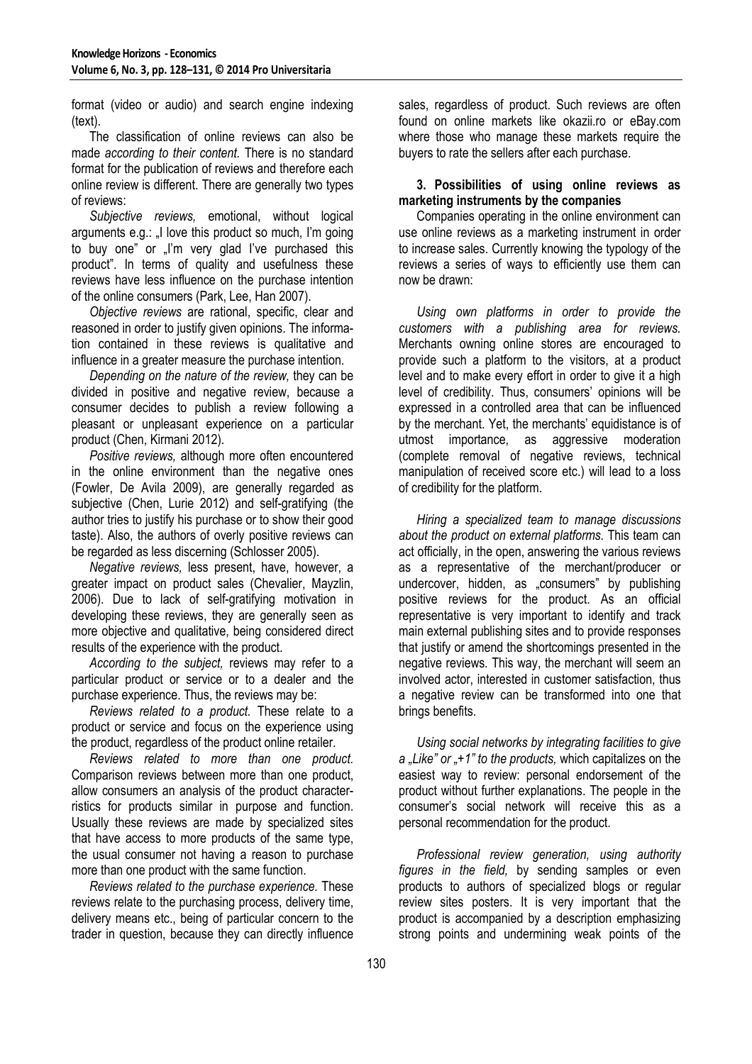format (video or audio) and search engine indexing (text).

The classification of online reviews can also be made *according to their content.* There is no standard format for the publication of reviews and therefore each online review is different. There are generally two types of reviews:

*Subjective reviews,* emotional, without logical arguments e.g.: „I love this product so much, I'm going to buy one" or „I'm very glad I've purchased this product". In terms of quality and usefulness these reviews have less influence on the purchase intention of the online consumers (Park, Lee, Han 2007).

*Objective reviews* are rational, specific, clear and reasoned in order to justify given opinions. The information contained in these reviews is qualitative and influence in a greater measure the purchase intention.

*Depending on the nature of the review,* they can be divided in positive and negative review, because a consumer decides to publish a review following a pleasant or unpleasant experience on a particular product (Chen, Kirmani 2012).

*Positive reviews,* although more often encountered in the online environment than the negative ones (Fowler, De Avila 2009), are generally regarded as subjective (Chen, Lurie 2012) and self-gratifying (the author tries to justify his purchase or to show their good taste). Also, the authors of overly positive reviews can be regarded as less discerning (Schlosser 2005).

*Negative reviews,* less present, have, however, a greater impact on product sales (Chevalier, Mayzlin, 2006). Due to lack of self-gratifying motivation in developing these reviews, they are generally seen as more objective and qualitative, being considered direct results of the experience with the product.

*According to the subject,* reviews may refer to a particular product or service or to a dealer and the purchase experience. Thus, the reviews may be:

*Reviews related to a product.* These relate to a product or service and focus on the experience using the product, regardless of the product online retailer.

*Reviews related to more than one product.* Comparison reviews between more than one product, allow consumers an analysis of the product characterristics for products similar in purpose and function. Usually these reviews are made by specialized sites that have access to more products of the same type, the usual consumer not having a reason to purchase more than one product with the same function.

*Reviews related to the purchase experience.* These reviews relate to the purchasing process, delivery time, delivery means etc., being of particular concern to the trader in question, because they can directly influence sales, regardless of product. Such reviews are often found on online markets like okazii.ro or eBay.com where those who manage these markets require the buyers to rate the sellers after each purchase.

### 3. Possibilities of using online reviews as marketing instruments by the companies

Companies operating in the online environment can use online reviews as a marketing instrument in order to increase sales. Currently knowing the typology of the reviews a series of ways to efficiently use them can now be drawn:

*Using own platforms in order to provide the customers with a publishing area for reviews.* Merchants owning online stores are encouraged to provide such a platform to the visitors, at a product level and to make every effort in order to give it a high level of credibility. Thus, consumers' opinions will be expressed in a controlled area that can be influenced by the merchant. Yet, the merchants' equidistance is of utmost importance, as aggressive moderation (complete removal of negative reviews, technical manipulation of received score etc.) will lead to a loss of credibility for the platform.

*Hiring a specialized team to manage discussions about the product on external platforms.* This team can act officially, in the open, answering the various reviews as a representative of the merchant/producer or undercover, hidden, as „consumers" by publishing positive reviews for the product. As an official representative is very important to identify and track main external publishing sites and to provide responses that justify or amend the shortcomings presented in the negative reviews. This way, the merchant will seem an involved actor, interested in customer satisfaction, thus a negative review can be transformed into one that brings benefits.

*Using social networks by integrating facilities to give a „Like" or „+1" to the products,* which capitalizes on the easiest way to review: personal endorsement of the product without further explanations. The people in the consumer's social network will receive this as a personal recommendation for the product.

*Professional review generation, using authority figures in the field,* by sending samples or even products to authors of specialized blogs or regular review sites posters. It is very important that the product is accompanied by a description emphasizing strong points and undermining weak points of the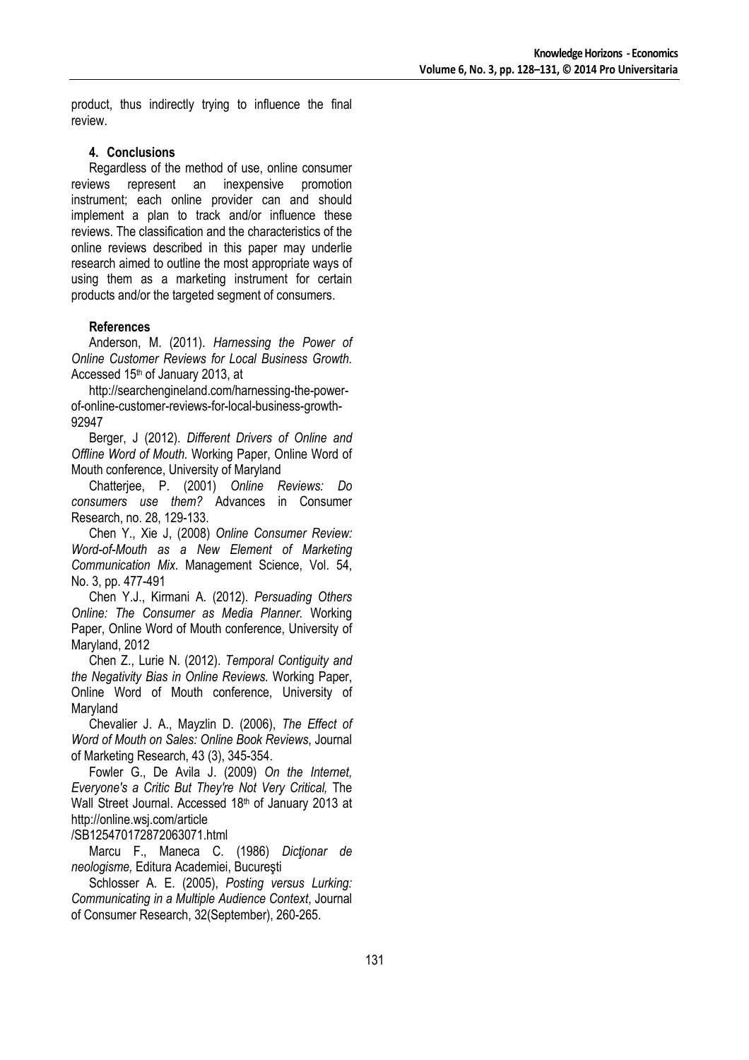product, thus indirectly trying to influence the final review.

## 4. Conclusions

Regardless of the method of use, online consumer reviews represent an inexpensive promotion instrument; each online provider can and should implement a plan to track and/or influence these reviews. The classification and the characteristics of the online reviews described in this paper may underlie research aimed to outline the most appropriate ways of using them as a marketing instrument for certain products and/or the targeted segment of consumers.

## References

Anderson, M. (2011). *Harnessing the Power of Online Customer Reviews for Local Business Growth.* Accessed 15th of January 2013, at http://searchengineland.com/harnessing-the-power-of-online-customer-reviews-for-local-business-growth-92947

Berger, J (2012). *Different Drivers of Online and Offline Word of Mouth.* Working Paper, Online Word of Mouth conference, University of Maryland

Chatterjee, P. (2001) *Online Reviews: Do consumers use them?* Advances in Consumer Research, no. 28, 129-133.

Chen Y., Xie J, (2008) *Online Consumer Review: Word-of-Mouth as a New Element of Marketing Communication Mix*. Management Science, Vol. 54, No. 3, pp. 477-491

Chen Y.J., Kirmani A. (2012). *Persuading Others Online: The Consumer as Media Planner.* Working Paper, Online Word of Mouth conference, University of Maryland, 2012

Chen Z., Lurie N. (2012). *Temporal Contiguity and the Negativity Bias in Online Reviews.* Working Paper, Online Word of Mouth conference, University of Maryland

Chevalier J. A., Mayzlin D. (2006), *The Effect of Word of Mouth on Sales: Online Book Reviews*, Journal of Marketing Research, 43 (3), 345-354.

Fowler G., De Avila J. (2009) *On the Internet, Everyone's a Critic But They're Not Very Critical,* The Wall Street Journal. Accessed 18th of January 2013 at http://online.wsj.com/article /SB125470172872063071.html

Marcu F., Maneca C. (1986) *Dicţionar de neologisme,* Editura Academiei, Bucureşti

Schlosser A. E. (2005), *Posting versus Lurking: Communicating in a Multiple Audience Context*, Journal of Consumer Research, 32(September), 260-265.